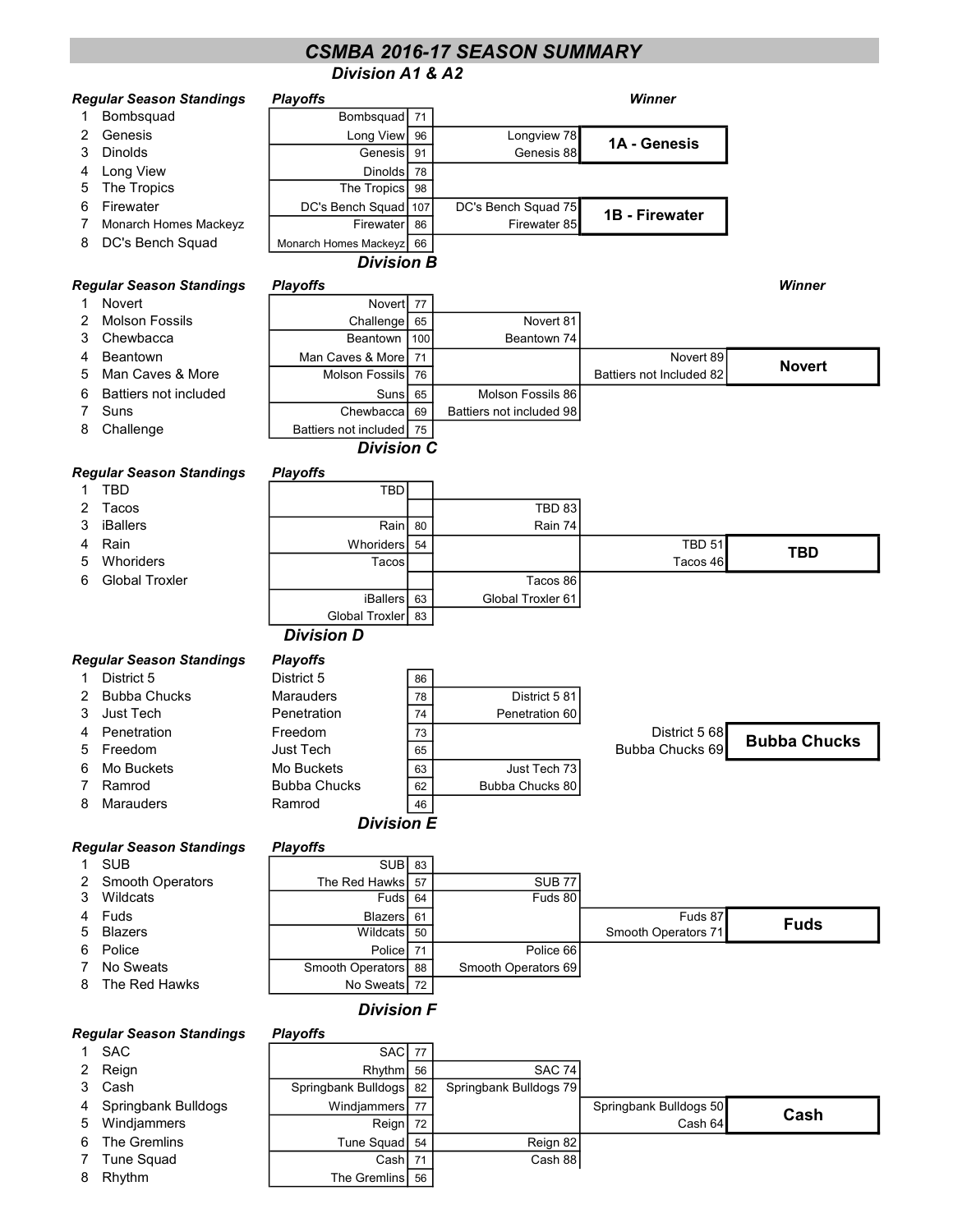# CSMBA 2016-17 SEASON SUMMARY

## Division A1 & A2

**Regular Season Standings**

1. Bombsquad
2. Genesis
3. Dinolds
4. Long View
5. The Tropics
6. Firewater
7. Monarch Homes Mackeyz
8. DC's Bench Squad

**Playoffs**

| Round 1 | | Round 2 | Winner |
|---|---|---|---|
| Bombsquad | 71 | | |
| Long View | 96 | Longview 78 | **1A - Genesis** |
| Genesis | 91 | Genesis 88 | |
| Dinolds | 78 | | |
| The Tropics | 98 | | |
| DC's Bench Squad | 107 | DC's Bench Squad 75 | **1B - Firewater** |
| Firewater | 86 | Firewater 85 | |
| Monarch Homes Mackeyz | 66 | | |

## Division B

**Regular Season Standings**

1. Novert
2. Molson Fossils
3. Chewbacca
4. Beantown
5. Man Caves & More
6. Battiers not included
7. Suns
8. Challenge

**Playoffs**

| Round 1 | | Semifinal | Final | Winner |
|---|---|---|---|---|
| Novert | 77 | | | |
| Challenge | 65 | Novert 81 | | |
| Beantown | 100 | Beantown 74 | | |
| Man Caves & More | 71 | | Novert 89 | **Novert** |
| Molson Fossils | 76 | | Battiers not Included 82 | |
| Suns | 65 | Molson Fossils 86 | | |
| Chewbacca | 69 | Battiers not included 98 | | |
| Battiers not included | 75 | | | |

## Division C

**Regular Season Standings**

1. TBD
2. Tacos
3. iBallers
4. Rain
5. Whoriders
6. Global Troxler

**Playoffs**

| Round 1 | | Semifinal | Final | Winner |
|---|---|---|---|---|
| TBD | | | | |
| | | TBD 83 | | |
| Rain | 80 | Rain 74 | | |
| Whoriders | 54 | | TBD 51 | **TBD** |
| Tacos | | | Tacos 46 | |
| | | Tacos 86 | | |
| iBallers | 63 | Global Troxler 61 | | |
| Global Troxler | 83 | | | |

## Division D

**Regular Season Standings**

1. District 5
2. Bubba Chucks
3. Just Tech
4. Penetration
5. Freedom
6. Mo Buckets
7. Ramrod
8. Marauders

**Playoffs**

| Round 1 | | Semifinal | Final | Winner |
|---|---|---|---|---|
| District 5 | 86 | | | |
| Marauders | 78 | District 5 81 | | |
| Penetration | 74 | Penetration 60 | | |
| Freedom | 73 | | District 5 68 | **Bubba Chucks** |
| Just Tech | 65 | | Bubba Chucks 69 | |
| Mo Buckets | 63 | Just Tech 73 | | |
| Bubba Chucks | 62 | Bubba Chucks 80 | | |
| Ramrod | 46 | | | |

## Division E

**Regular Season Standings**

1. SUB
2. Smooth Operators
3. Wildcats
4. Fuds
5. Blazers
6. Police
7. No Sweats
8. The Red Hawks

**Playoffs**

| Round 1 | | Semifinal | Final | Winner |
|---|---|---|---|---|
| SUB | 83 | | | |
| The Red Hawks | 57 | SUB 77 | | |
| Fuds | 64 | Fuds 80 | | |
| Blazers | 61 | | Fuds 87 | **Fuds** |
| Wildcats | 50 | | Smooth Operators 71 | |
| Police | 71 | Police 66 | | |
| Smooth Operators | 88 | Smooth Operators 69 | | |
| No Sweats | 72 | | | |

## Division F

**Regular Season Standings**

1. SAC
2. Reign
3. Cash
4. Springbank Bulldogs
5. Windjammers
6. The Gremlins
7. Tune Squad
8. Rhythm

**Playoffs**

| Round 1 | | Semifinal | Final | Winner |
|---|---|---|---|---|
| SAC | 77 | | | |
| Rhythm | 56 | SAC 74 | | |
| Springbank Bulldogs | 82 | Springbank Bulldogs 79 | | |
| Windjammers | 77 | | Springbank Bulldogs 50 | **Cash** |
| Reign | 72 | | Cash 64 | |
| Tune Squad | 54 | Reign 82 | | |
| Cash | 71 | Cash 88 | | |
| The Gremlins | 56 | | | |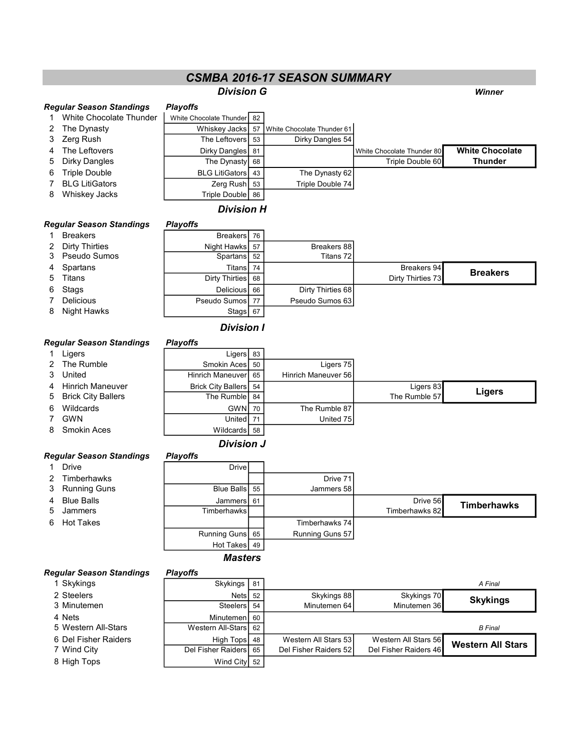# CSMBA 2016-17 SEASON SUMMARY

## Division G

**Winner: White Chocolate Thunder**

| Regular Season Standings | | Playoffs | | | | | |
|---|---|---|---|---|---|---|---|
| 1 | White Chocolate Thunder | White Chocolate Thunder | 82 | | | | |
| 2 | The Dynasty | Whiskey Jacks | 57 | White Chocolate Thunder 61 | | | |
| 3 | Zerg Rush | The Leftovers | 53 | Dirky Dangles 54 | | | |
| 4 | The Leftovers | Dirky Dangles | 81 | | White Chocolate Thunder 80 | | White Chocolate Thunder |
| 5 | Dirky Dangles | The Dynasty | 68 | | Triple Double 60 | | |
| 6 | Triple Double | BLG LitiGators | 43 | The Dynasty 62 | | | |
| 7 | BLG LitiGators | Zerg Rush | 53 | Triple Double 74 | | | |
| 8 | Whiskey Jacks | Triple Double | 86 | | | | |

## Division H

| Regular Season Standings | | Playoffs | | | | |
|---|---|---|---|---|---|---|
| 1 | Breakers | Breakers | 76 | | | |
| 2 | Dirty Thirties | Night Hawks | 57 | Breakers 88 | | |
| 3 | Pseudo Sumos | Spartans | 52 | Titans 72 | | |
| 4 | Spartans | Titans | 74 | | Breakers 94 | Breakers |
| 5 | Titans | Dirty Thirties | 68 | | Dirty Thirties 73 | |
| 6 | Stags | Delicious | 66 | Dirty Thirties 68 | | |
| 7 | Delicious | Pseudo Sumos | 77 | Pseudo Sumos 63 | | |
| 8 | Night Hawks | Stags | 67 | | | |

## Division I

| Regular Season Standings | | Playoffs | | | | |
|---|---|---|---|---|---|---|
| 1 | Ligers | Ligers | 83 | | | |
| 2 | The Rumble | Smokin Aces | 50 | Ligers 75 | | |
| 3 | United | Hinrich Maneuver | 65 | Hinrich Maneuver 56 | | |
| 4 | Hinrich Maneuver | Brick City Ballers | 54 | | Ligers 83 | Ligers |
| 5 | Brick City Ballers | The Rumble | 84 | | The Rumble 57 | |
| 6 | Wildcards | GWN | 70 | The Rumble 87 | | |
| 7 | GWN | United | 71 | United 75 | | |
| 8 | Smokin Aces | Wildcards | 58 | | | |

## Division J

| Regular Season Standings | | Playoffs | | | | |
|---|---|---|---|---|---|---|
| 1 | Drive | Drive | | | | |
| 2 | Timberhawks | | | Drive 71 | | |
| 3 | Running Guns | Blue Balls | 55 | Jammers 58 | | |
| 4 | Blue Balls | Jammers | 61 | | Drive 56 | Timberhawks |
| 5 | Jammers | Timberhawks | | | Timberhawks 82 | |
| 6 | Hot Takes | | | Timberhawks 74 | | |
| | | Running Guns | 65 | Running Guns 57 | | |
| | | Hot Takes | 49 | | | |

## Masters

| Regular Season Standings | | Playoffs | | | | |
|---|---|---|---|---|---|---|
| 1 | Skykings | Skykings | 81 | | | *A Final* |
| 2 | Steelers | Nets | 52 | Skykings 88 | Skykings 70 | Skykings |
| 3 | Minutemen | Steelers | 54 | Minutemen 64 | Minutemen 36 | |
| 4 | Nets | Minutemen | 60 | | | |
| 5 | Western All-Stars | Western All-Stars | 62 | | | *B Final* |
| 6 | Del Fisher Raiders | High Tops | 48 | Western All Stars 53 | Western All Stars 56 | Western All Stars |
| 7 | Wind City | Del Fisher Raiders | 65 | Del Fisher Raiders 52 | Del Fisher Raiders 46 | |
| 8 | High Tops | Wind City | 52 | | | |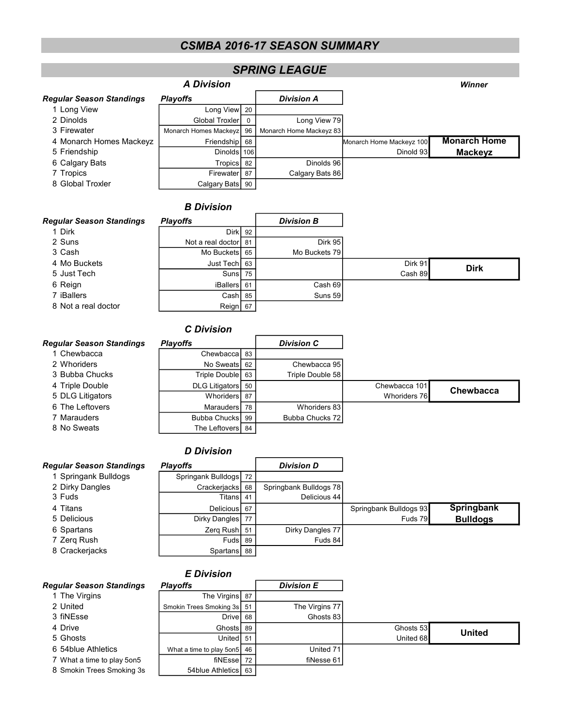# CSMBA 2016-17 SEASON SUMMARY

## SPRING LEAGUE

### A Division

| Regular Season Standings | Playoffs | | Division A | | Winner |
|---|---|---|---|---|---|
| 1 Long View | Long View | 20 | | | |
| 2 Dinolds | Global Troxler | 0 | Long View 79 | | |
| 3 Firewater | Monarch Homes Mackeyz | 96 | Monarch Home Mackeyz 83 | | |
| 4 Monarch Homes Mackeyz | Friendship | 68 | | Monarch Home Mackeyz 100 | Monarch Home Mackeyz |
| 5 Friendship | Dinolds | 106 | | Dinold 93 | |
| 6 Calgary Bats | Tropics | 82 | Dinolds 96 | | |
| 7 Tropics | Firewater | 87 | Calgary Bats 86 | | |
| 8 Global Troxler | Calgary Bats | 90 | | | |

### B Division

| Regular Season Standings | Playoffs | | Division B | | Winner |
|---|---|---|---|---|---|
| 1 Dirk | Dirk | 92 | | | |
| 2 Suns | Not a real doctor | 81 | Dirk 95 | | |
| 3 Cash | Mo Buckets | 65 | Mo Buckets 79 | | |
| 4 Mo Buckets | Just Tech | 63 | | Dirk 91 | Dirk |
| 5 Just Tech | Suns | 75 | | Cash 89 | |
| 6 Reign | iBallers | 61 | Cash 69 | | |
| 7 iBallers | Cash | 85 | Suns 59 | | |
| 8 Not a real doctor | Reign | 67 | | | |

### C Division

| Regular Season Standings | Playoffs | | Division C | | Winner |
|---|---|---|---|---|---|
| 1 Chewbacca | Chewbacca | 83 | | | |
| 2 Whoriders | No Sweats | 62 | Chewbacca 95 | | |
| 3 Bubba Chucks | Triple Double | 63 | Triple Double 58 | | |
| 4 Triple Double | DLG Litigators | 50 | | Chewbacca 101 | Chewbacca |
| 5 DLG Litigators | Whoriders | 87 | | Whoriders 76 | |
| 6 The Leftovers | Marauders | 78 | Whoriders 83 | | |
| 7 Marauders | Bubba Chucks | 99 | Bubba Chucks 72 | | |
| 8 No Sweats | The Leftovers | 84 | | | |

### D Division

| Regular Season Standings | Playoffs | | Division D | | Winner |
|---|---|---|---|---|---|
| 1 Springank Bulldogs | Springank Bulldogs | 72 | | | |
| 2 Dirky Dangles | Crackerjacks | 68 | Springbank Bulldogs 78 | | |
| 3 Fuds | Titans | 41 | Delicious 44 | | |
| 4 Titans | Delicious | 67 | | Springbank Bulldogs 93 | Springbank Bulldogs |
| 5 Delicious | Dirky Dangles | 77 | | Fuds 79 | |
| 6 Spartans | Zerq Rush | 51 | Dirky Dangles 77 | | |
| 7 Zerq Rush | Fuds | 89 | Fuds 84 | | |
| 8 Crackerjacks | Spartans | 88 | | | |

### E Division

| Regular Season Standings | Playoffs | | Division E | | Winner |
|---|---|---|---|---|---|
| 1 The Virgins | The Virgins | 87 | | | |
| 2 United | Smokin Trees Smoking 3s | 51 | The Virgins 77 | | |
| 3 fiNEsse | Drive | 68 | Ghosts 83 | | |
| 4 Drive | Ghosts | 89 | | Ghosts 53 | United |
| 5 Ghosts | United | 51 | | United 68 | |
| 6 54blue Athletics | What a time to play 5on5 | 46 | United 71 | | |
| 7 What a time to play 5on5 | fiNEsse | 72 | fiNesse 61 | | |
| 8 Smokin Trees Smoking 3s | 54blue Athletics | 63 | | | |